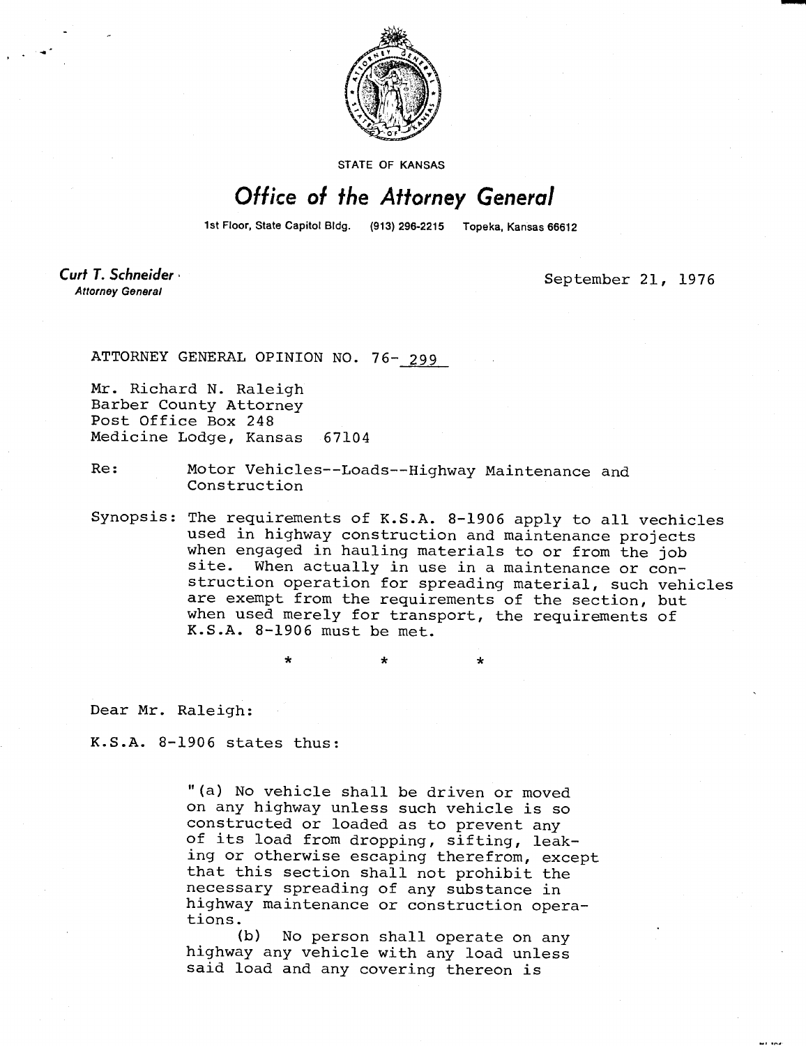STATE OF KANSAS

# Office of the Attorney General

1st Floor, State Capitol Bldg. (913) 296-2215 Topeka, Kansas 66612

**Curt T. Schneider**
*Attorney General*

September 21, 1976

ATTORNEY GENERAL OPINION NO. 76- 299

Mr. Richard N. Raleigh
Barber County Attorney
Post Office Box 248
Medicine Lodge, Kansas 67104

Re: Motor Vehicles--Loads--Highway Maintenance and Construction

Synopsis: The requirements of K.S.A. 8-1906 apply to all vechicles used in highway construction and maintenance projects when engaged in hauling materials to or from the job site. When actually in use in a maintenance or construction operation for spreading material, such vehicles are exempt from the requirements of the section, but when used merely for transport, the requirements of K.S.A. 8-1906 must be met.

\* \* \*

Dear Mr. Raleigh:

K.S.A. 8-1906 states thus:

> "(a) No vehicle shall be driven or moved on any highway unless such vehicle is so constructed or loaded as to prevent any of its load from dropping, sifting, leaking or otherwise escaping therefrom, except that this section shall not prohibit the necessary spreading of any substance in highway maintenance or construction operations.
>
> (b) No person shall operate on any highway any vehicle with any load unless said load and any covering thereon is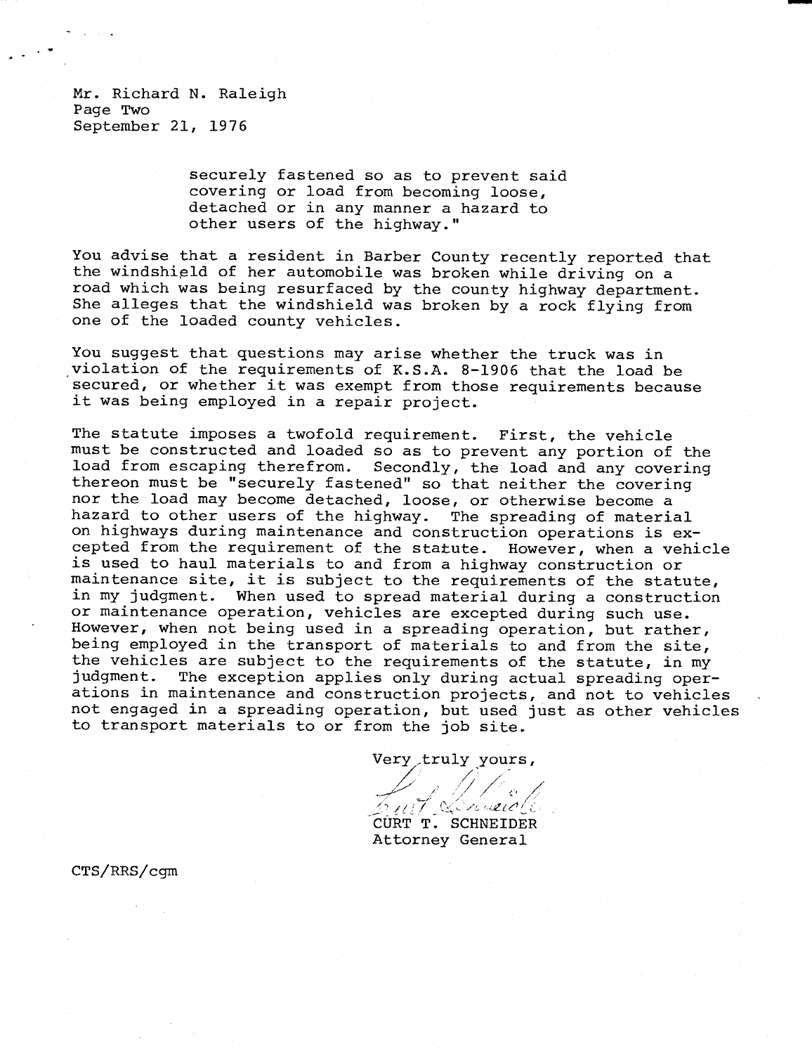Mr. Richard N. Raleigh
Page Two
September 21, 1976

> securely fastened so as to prevent said covering or load from becoming loose, detached or in any manner a hazard to other users of the highway."

You advise that a resident in Barber County recently reported that the windshield of her automobile was broken while driving on a road which was being resurfaced by the county highway department. She alleges that the windshield was broken by a rock flying from one of the loaded county vehicles.

You suggest that questions may arise whether the truck was in violation of the requirements of K.S.A. 8-1906 that the load be secured, or whether it was exempt from those requirements because it was being employed in a repair project.

The statute imposes a twofold requirement. First, the vehicle must be constructed and loaded so as to prevent any portion of the load from escaping therefrom. Secondly, the load and any covering thereon must be "securely fastened" so that neither the covering nor the load may become detached, loose, or otherwise become a hazard to other users of the highway. The spreading of material on highways during maintenance and construction operations is excepted from the requirement of the statute. However, when a vehicle is used to haul materials to and from a highway construction or maintenance site, it is subject to the requirements of the statute, in my judgment. When used to spread material during a construction or maintenance operation, vehicles are excepted during such use. However, when not being used in a spreading operation, but rather, being employed in the transport of materials to and from the site, the vehicles are subject to the requirements of the statute, in my judgment. The exception applies only during actual spreading operations in maintenance and construction projects, and not to vehicles not engaged in a spreading operation, but used just as other vehicles to transport materials to or from the job site.

Very truly yours,

Curt Schneider

CURT T. SCHNEIDER
Attorney General

CTS/RRS/cgm